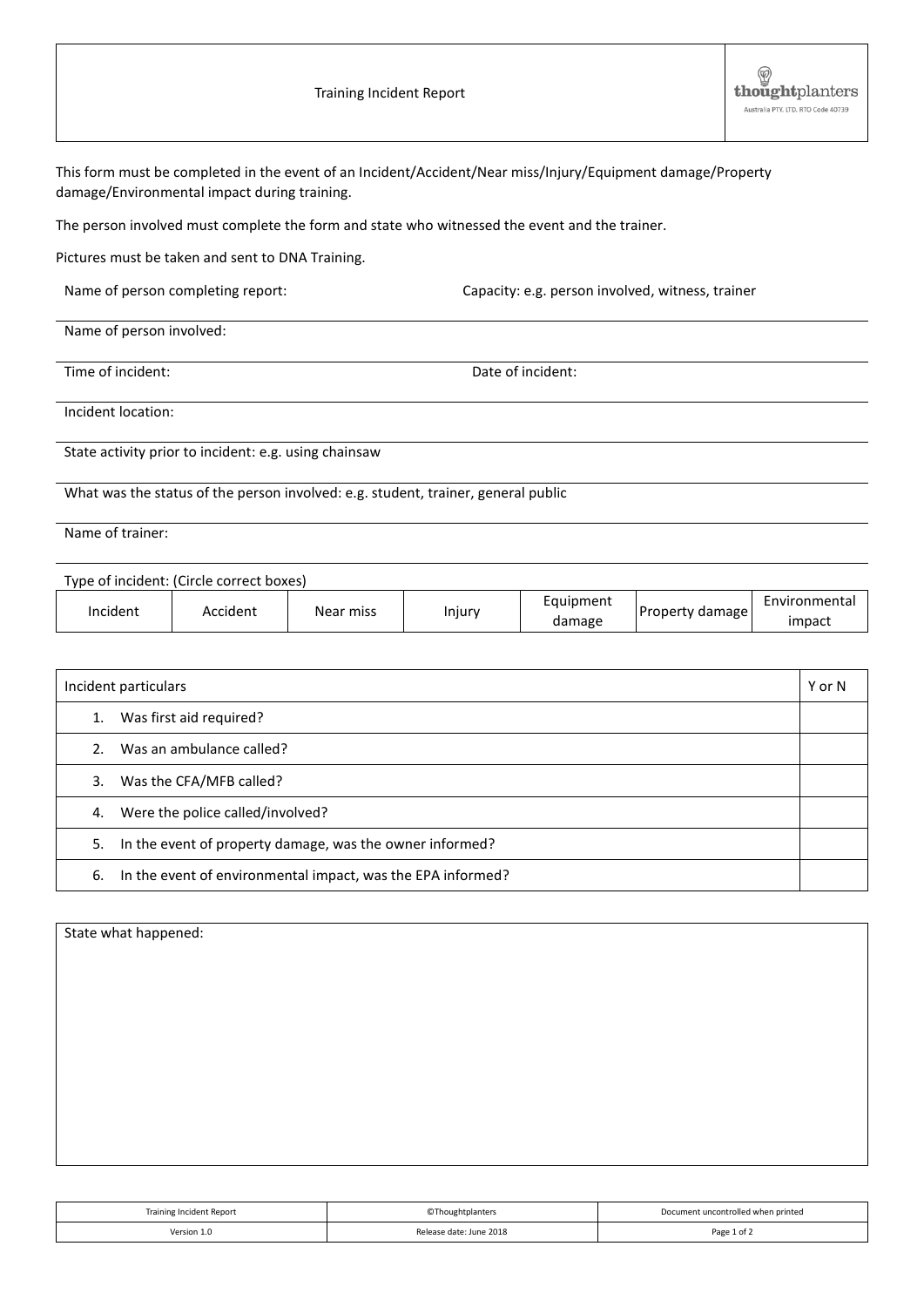# Training Incident Report

thoughtplanters
Australia PTY. LTD. RTO Code 40739

This form must be completed in the event of an Incident/Accident/Near miss/Injury/Equipment damage/Property damage/Environmental impact during training.

The person involved must complete the form and state who witnessed the event and the trainer.

Pictures must be taken and sent to DNA Training.

Name of person completing report: Capacity: e.g. person involved, witness, trainer

Name of person involved:

Time of incident: Date of incident:

Incident location:

State activity prior to incident: e.g. using chainsaw

What was the status of the person involved: e.g. student, trainer, general public

Name of trainer:

Type of incident: (Circle correct boxes)

| Incident | Accident | Near miss | Injury | Equipment damage | Property damage | Environmental impact |
|---|---|---|---|---|---|---|

| Incident particulars | Y or N |
|---|---|
| 1. Was first aid required? | |
| 2. Was an ambulance called? | |
| 3. Was the CFA/MFB called? | |
| 4. Were the police called/involved? | |
| 5. In the event of property damage, was the owner informed? | |
| 6. In the event of environmental impact, was the EPA informed? | |

State what happened:

| Training Incident Report | ©Thoughtplanters | Document uncontrolled when printed |
|---|---|---|
| Version 1.0 | Release date: June 2018 | |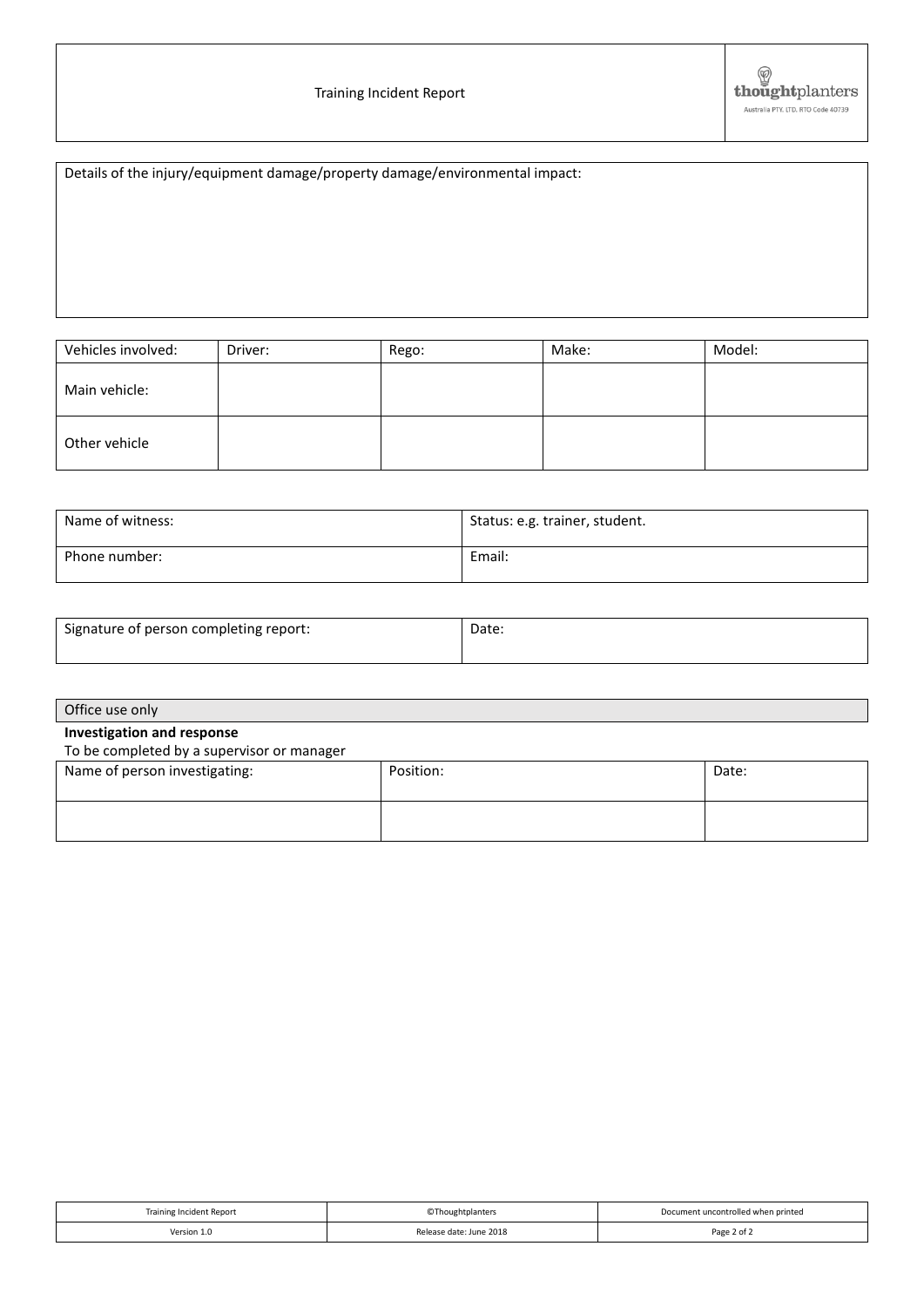| Training Incident Report | thoughtplanters Australia PTY. LTD. RTO Code 40739 |
|---|---|

| Details of the injury/equipment damage/property damage/environmental impact: |
|---|
| |

| Vehicles involved: | Driver: | Rego: | Make: | Model: |
|---|---|---|---|---|
| Main vehicle: | | | | |
| Other vehicle | | | | |

| Name of witness: | Status: e.g. trainer, student. |
|---|---|
| Phone number: | Email: |

| Signature of person completing report: | Date: |
|---|---|

Office use only

**Investigation and response**

To be completed by a supervisor or manager

| Name of person investigating: | Position: | Date: |
|---|---|---|
| | | |